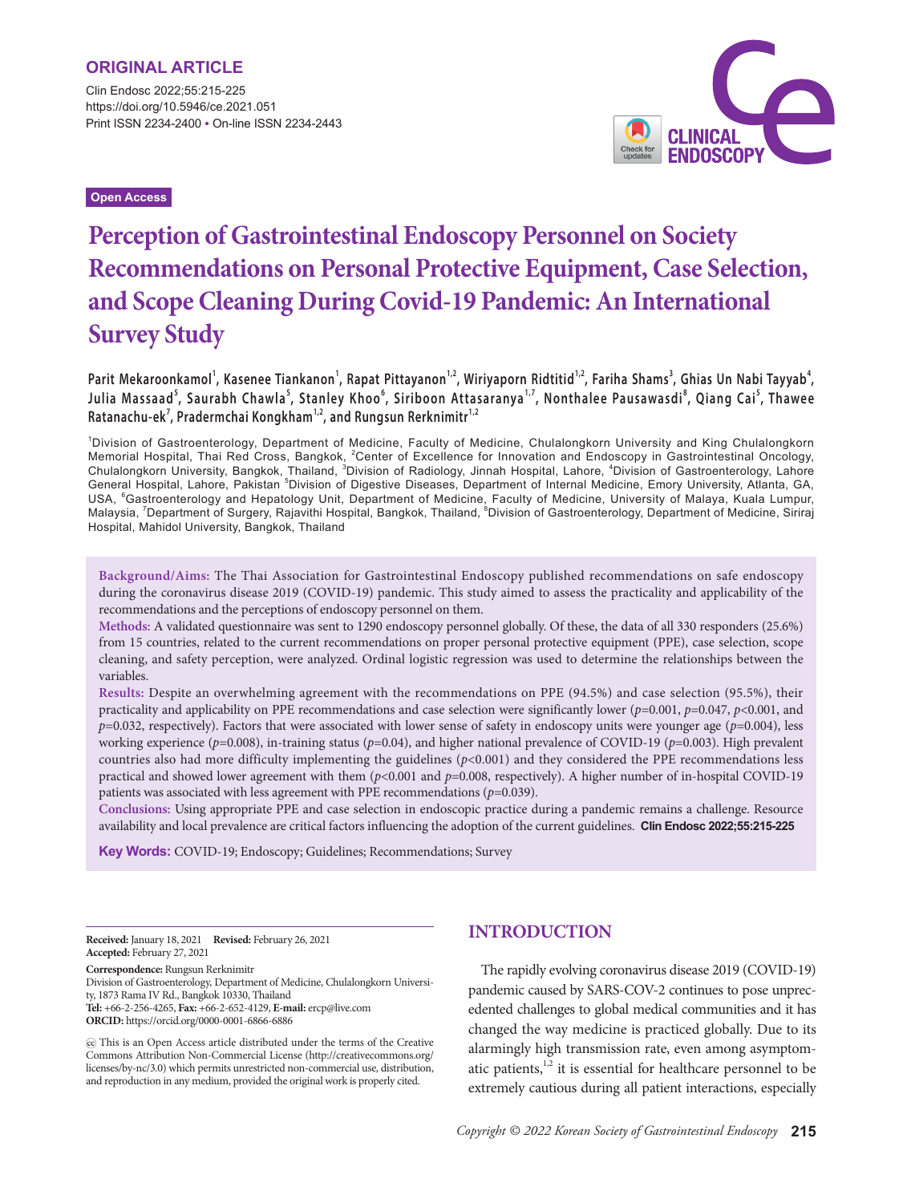ORIGINAL ARTICLE

Clin Endosc 2022;55:215-225
https://doi.org/10.5946/ce.2021.051
Print ISSN 2234-2400 • On-line ISSN 2234-2443

Open Access

# Perception of Gastrointestinal Endoscopy Personnel on Society Recommendations on Personal Protective Equipment, Case Selection, and Scope Cleaning During Covid-19 Pandemic: An International Survey Study

**Parit Mekaroonkamol[1], Kasenee Tiankanon[1], Rapat Pittayanon[1,2], Wiriyaporn Ridtitid[1,2], Fariha Shams[3], Ghias Un Nabi Tayyab[4], Julia Massaad[5], Saurabh Chawla[5], Stanley Khoo[6], Siriboon Attasaranya[1,7], Nonthalee Pausawasdi[8], Qiang Cai[5], Thawee Ratanachu-ek[7], Pradermchai Kongkham[1,2], and Rungsun Rerknimitr[1,2]**

[1]Division of Gastroenterology, Department of Medicine, Faculty of Medicine, Chulalongkorn University and King Chulalongkorn Memorial Hospital, Thai Red Cross, Bangkok, [2]Center of Excellence for Innovation and Endoscopy in Gastrointestinal Oncology, Chulalongkorn University, Bangkok, Thailand, [3]Division of Radiology, Jinnah Hospital, Lahore, [4]Division of Gastroenterology, Lahore General Hospital, Lahore, Pakistan [5]Division of Digestive Diseases, Department of Internal Medicine, Emory University, Atlanta, GA, USA, [6]Gastroenterology and Hepatology Unit, Department of Medicine, Faculty of Medicine, University of Malaya, Kuala Lumpur, Malaysia, [7]Department of Surgery, Rajavithi Hospital, Bangkok, Thailand, [8]Division of Gastroenterology, Department of Medicine, Siriraj Hospital, Mahidol University, Bangkok, Thailand

**Background/Aims:** The Thai Association for Gastrointestinal Endoscopy published recommendations on safe endoscopy during the coronavirus disease 2019 (COVID-19) pandemic. This study aimed to assess the practicality and applicability of the recommendations and the perceptions of endoscopy personnel on them.
**Methods:** A validated questionnaire was sent to 1290 endoscopy personnel globally. Of these, the data of all 330 responders (25.6%) from 15 countries, related to the current recommendations on proper personal protective equipment (PPE), case selection, scope cleaning, and safety perception, were analyzed. Ordinal logistic regression was used to determine the relationships between the variables.
**Results:** Despite an overwhelming agreement with the recommendations on PPE (94.5%) and case selection (95.5%), their practicality and applicability on PPE recommendations and case selection were significantly lower ($p$=0.001, $p$=0.047, $p$<0.001, and $p$=0.032, respectively). Factors that were associated with lower sense of safety in endoscopy units were younger age ($p$=0.004), less working experience ($p$=0.008), in-training status ($p$=0.04), and higher national prevalence of COVID-19 ($p$=0.003). High prevalent countries also had more difficulty implementing the guidelines ($p$<0.001) and they considered the PPE recommendations less practical and showed lower agreement with them ($p$<0.001 and $p$=0.008, respectively). A higher number of in-hospital COVID-19 patients was associated with less agreement with PPE recommendations ($p$=0.039).
**Conclusions:** Using appropriate PPE and case selection in endoscopic practice during a pandemic remains a challenge. Resource availability and local prevalence are critical factors influencing the adoption of the current guidelines. **Clin Endosc 2022;55:215-225**

**Key Words:** COVID-19; Endoscopy; Guidelines; Recommendations; Survey

**Received:** January 18, 2021 **Revised:** February 26, 2021
**Accepted:** February 27, 2021

**Correspondence:** Rungsun Rerknimitr
Division of Gastroenterology, Department of Medicine, Chulalongkorn University, 1873 Rama IV Rd., Bangkok 10330, Thailand
**Tel:** +66-2-256-4265, **Fax:** +66-2-652-4129, **E-mail:** ercp@live.com
**ORCID:** https://orcid.org/0000-0001-6866-6886

This is an Open Access article distributed under the terms of the Creative Commons Attribution Non-Commercial License (http://creativecommons.org/licenses/by-nc/3.0) which permits unrestricted non-commercial use, distribution, and reproduction in any medium, provided the original work is properly cited.

## INTRODUCTION

The rapidly evolving coronavirus disease 2019 (COVID-19) pandemic caused by SARS-COV-2 continues to pose unprecedented challenges to global medical communities and it has changed the way medicine is practiced globally. Due to its alarmingly high transmission rate, even among asymptomatic patients,[1,2] it is essential for healthcare personnel to be extremely cautious during all patient interactions, especially

Copyright © 2022 Korean Society of Gastrointestinal Endoscopy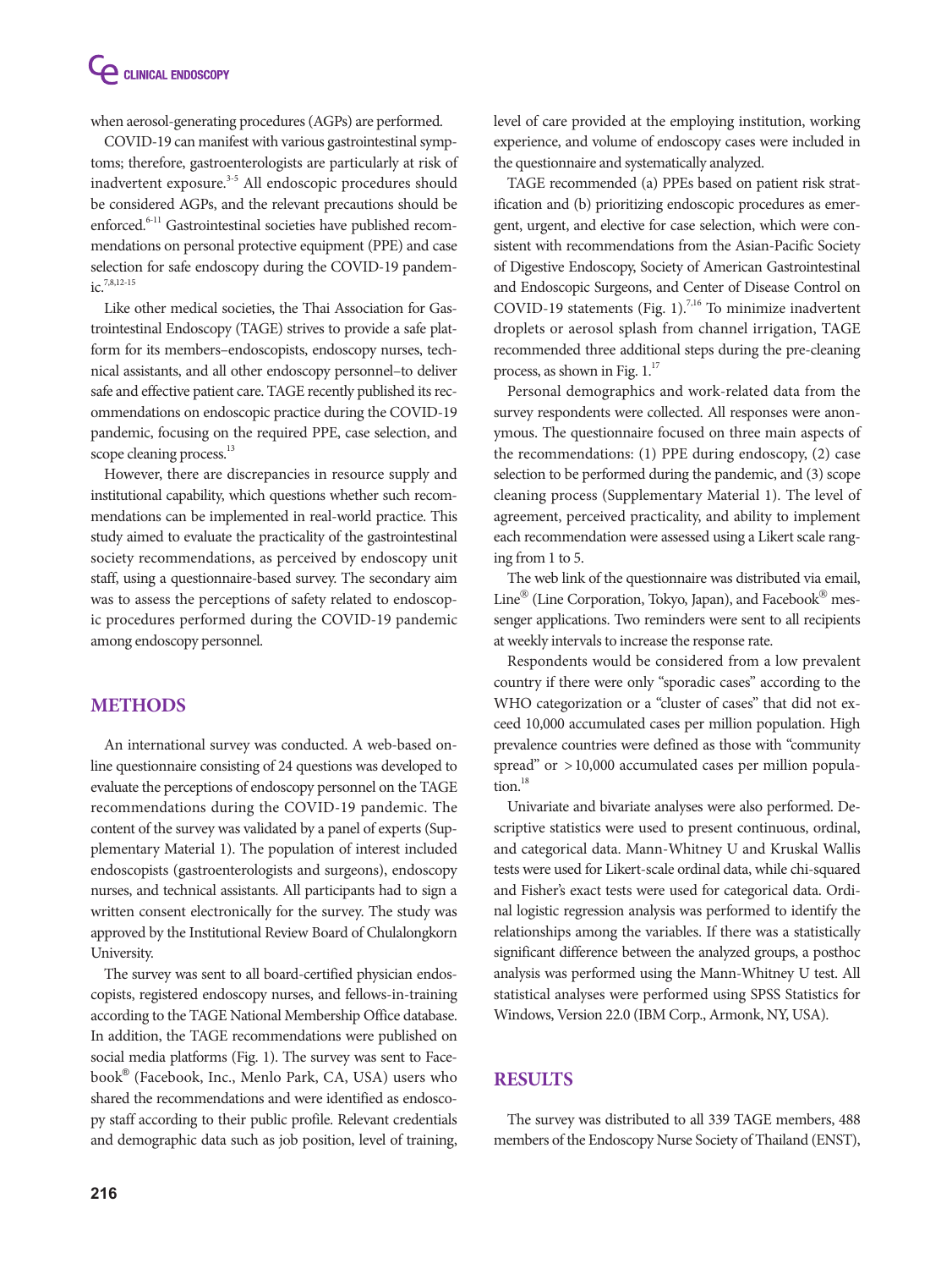when aerosol-generating procedures (AGPs) are performed.

COVID-19 can manifest with various gastrointestinal symptoms; therefore, gastroenterologists are particularly at risk of inadvertent exposure.[3-5] All endoscopic procedures should be considered AGPs, and the relevant precautions should be enforced.[6-11] Gastrointestinal societies have published recommendations on personal protective equipment (PPE) and case selection for safe endoscopy during the COVID-19 pandemic.[7,8,12-15]

Like other medical societies, the Thai Association for Gastrointestinal Endoscopy (TAGE) strives to provide a safe platform for its members–endoscopists, endoscopy nurses, technical assistants, and all other endoscopy personnel–to deliver safe and effective patient care. TAGE recently published its recommendations on endoscopic practice during the COVID-19 pandemic, focusing on the required PPE, case selection, and scope cleaning process.[13]

However, there are discrepancies in resource supply and institutional capability, which questions whether such recommendations can be implemented in real-world practice. This study aimed to evaluate the practicality of the gastrointestinal society recommendations, as perceived by endoscopy unit staff, using a questionnaire-based survey. The secondary aim was to assess the perceptions of safety related to endoscopic procedures performed during the COVID-19 pandemic among endoscopy personnel.

## METHODS

An international survey was conducted. A web-based online questionnaire consisting of 24 questions was developed to evaluate the perceptions of endoscopy personnel on the TAGE recommendations during the COVID-19 pandemic. The content of the survey was validated by a panel of experts (Supplementary Material 1). The population of interest included endoscopists (gastroenterologists and surgeons), endoscopy nurses, and technical assistants. All participants had to sign a written consent electronically for the survey. The study was approved by the Institutional Review Board of Chulalongkorn University.

The survey was sent to all board-certified physician endoscopists, registered endoscopy nurses, and fellows-in-training according to the TAGE National Membership Office database. In addition, the TAGE recommendations were published on social media platforms (Fig. 1). The survey was sent to Facebook® (Facebook, Inc., Menlo Park, CA, USA) users who shared the recommendations and were identified as endoscopy staff according to their public profile. Relevant credentials and demographic data such as job position, level of training, level of care provided at the employing institution, working experience, and volume of endoscopy cases were included in the questionnaire and systematically analyzed.

TAGE recommended (a) PPEs based on patient risk stratification and (b) prioritizing endoscopic procedures as emergent, urgent, and elective for case selection, which were consistent with recommendations from the Asian-Pacific Society of Digestive Endoscopy, Society of American Gastrointestinal and Endoscopic Surgeons, and Center of Disease Control on COVID-19 statements (Fig. 1).[7,16] To minimize inadvertent droplets or aerosol splash from channel irrigation, TAGE recommended three additional steps during the pre-cleaning process, as shown in Fig. 1.[17]

Personal demographics and work-related data from the survey respondents were collected. All responses were anonymous. The questionnaire focused on three main aspects of the recommendations: (1) PPE during endoscopy, (2) case selection to be performed during the pandemic, and (3) scope cleaning process (Supplementary Material 1). The level of agreement, perceived practicality, and ability to implement each recommendation were assessed using a Likert scale ranging from 1 to 5.

The web link of the questionnaire was distributed via email, Line® (Line Corporation, Tokyo, Japan), and Facebook® messenger applications. Two reminders were sent to all recipients at weekly intervals to increase the response rate.

Respondents would be considered from a low prevalent country if there were only "sporadic cases" according to the WHO categorization or a "cluster of cases" that did not exceed 10,000 accumulated cases per million population. High prevalence countries were defined as those with "community spread" or >10,000 accumulated cases per million population.[18]

Univariate and bivariate analyses were also performed. Descriptive statistics were used to present continuous, ordinal, and categorical data. Mann-Whitney U and Kruskal Wallis tests were used for Likert-scale ordinal data, while chi-squared and Fisher's exact tests were used for categorical data. Ordinal logistic regression analysis was performed to identify the relationships among the variables. If there was a statistically significant difference between the analyzed groups, a posthoc analysis was performed using the Mann-Whitney U test. All statistical analyses were performed using SPSS Statistics for Windows, Version 22.0 (IBM Corp., Armonk, NY, USA).

## RESULTS

The survey was distributed to all 339 TAGE members, 488 members of the Endoscopy Nurse Society of Thailand (ENST),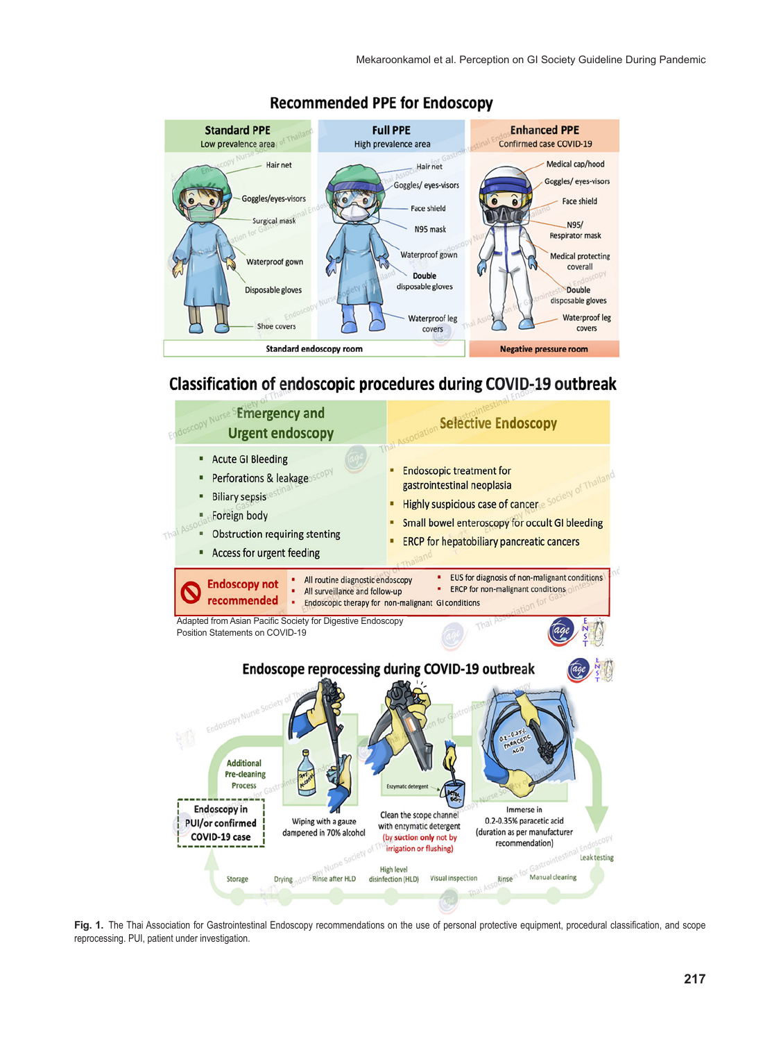## Recommended PPE for Endoscopy

| Standard PPE | Full PPE | Enhanced PPE |
|---|---|---|
| Low prevalence area | High prevalence area | Confirmed case COVID-19 |
| Hair net | Hair net | Medical cap/hood |
| Goggles/eyes-visors | Goggles/ eyes-visors | Goggles/ eyes-visors |
| Surgical mask | Face shield | Face shield |
| Waterproof gown | N95 mask | N95/ Respirator mask |
| Disposable gloves | Waterproof gown | Medical protecting coverall |
| Shoe covers | Double disposable gloves | Double disposable gloves |
| | Waterproof leg covers | Waterproof leg covers |
| Standard endoscopy room | Standard endoscopy room | Negative pressure room |

## Classification of endoscopic procedures during COVID-19 outbreak

**Emergency and Urgent endoscopy**

- Acute GI Bleeding
- Perforations & leakage
- Biliary sepsis
- Foreign body
- Obstruction requiring stenting
- Access for urgent feeding

**Selective Endoscopy**

- Endoscopic treatment for gastrointestinal neoplasia
- Highly suspicious case of cancer
- Small bowel enteroscopy for occult GI bleeding
- ERCP for hepatobiliary pancreatic cancers

**Endoscopy not recommended**

- All routine diagnostic endoscopy
- All surveillance and follow-up
- Endoscopic therapy for non-malignant GI conditions
- EUS for diagnosis of non-malignant conditions
- ERCP for non-malignant conditions

Adapted from Asian Pacific Society for Digestive Endoscopy Position Statements on COVID-19

## Endoscope reprocessing during COVID-19 outbreak

Endoscopy in PUI/or confirmed COVID-19 case

Additional Pre-cleaning Process

- Wiping with a gauze dampened in 70% alcohol
- Clean the scope channel with enzymatic detergent (by suction only not by irrigation or flushing)
- Immerse in 0.2-0.35% paracetic acid (duration as per manufacturer recommendation)

Leak testing → Manual cleaning → Rinse → Visual inspection → High level disinfection (HLD) → Rinse after HLD → Drying → Storage

**Fig. 1.** The Thai Association for Gastrointestinal Endoscopy recommendations on the use of personal protective equipment, procedural classification, and scope reprocessing. PUI, patient under investigation.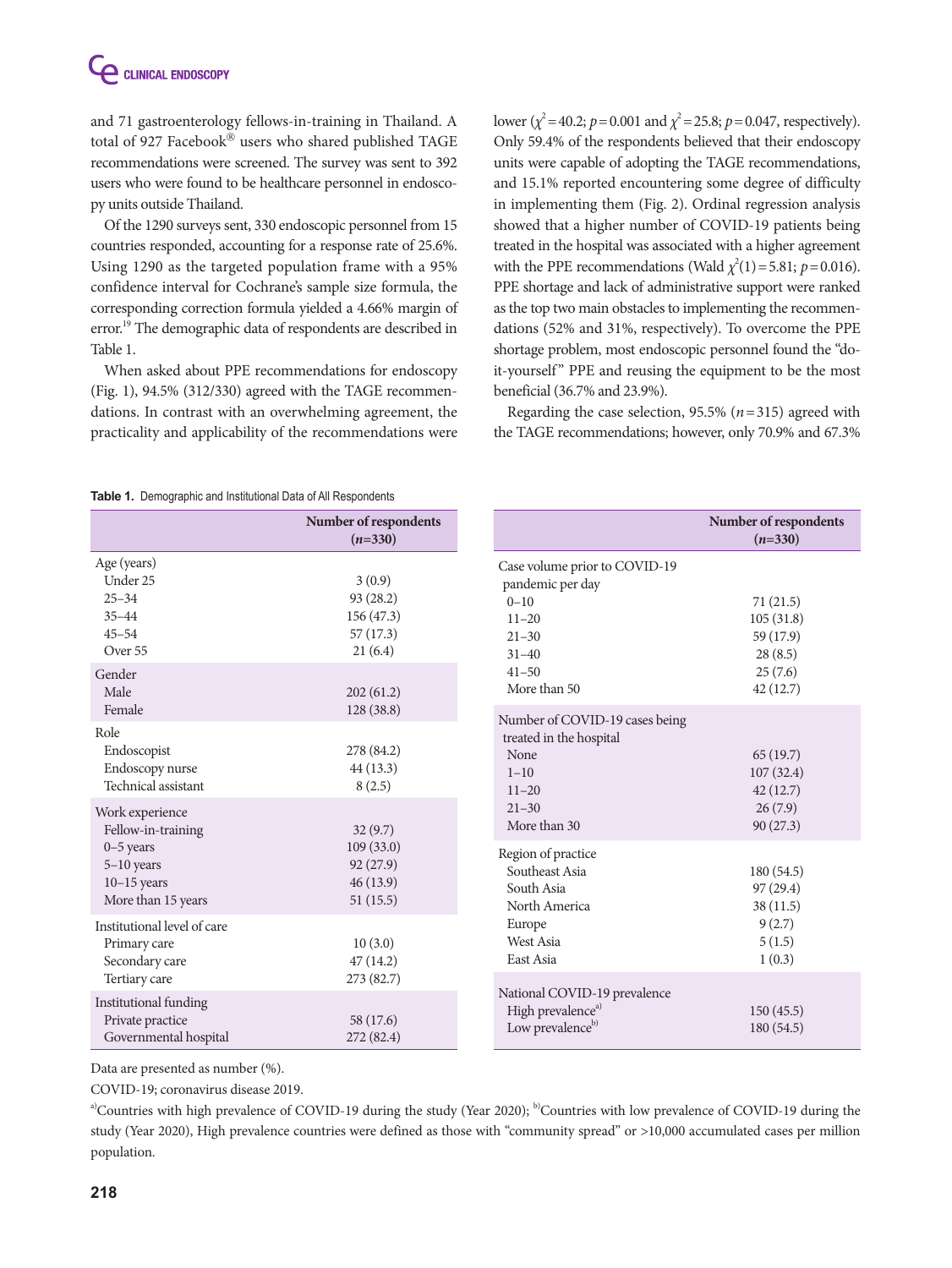and 71 gastroenterology fellows-in-training in Thailand. A total of 927 Facebook® users who shared published TAGE recommendations were screened. The survey was sent to 392 users who were found to be healthcare personnel in endoscopy units outside Thailand.

Of the 1290 surveys sent, 330 endoscopic personnel from 15 countries responded, accounting for a response rate of 25.6%. Using 1290 as the targeted population frame with a 95% confidence interval for Cochrane's sample size formula, the corresponding correction formula yielded a 4.66% margin of error.[19] The demographic data of respondents are described in Table 1.

When asked about PPE recommendations for endoscopy (Fig. 1), 94.5% (312/330) agreed with the TAGE recommendations. In contrast with an overwhelming agreement, the practicality and applicability of the recommendations were lower ($\chi^2=40.2$; $p=0.001$ and $\chi^2=25.8$; $p=0.047$, respectively). Only 59.4% of the respondents believed that their endoscopy units were capable of adopting the TAGE recommendations, and 15.1% reported encountering some degree of difficulty in implementing them (Fig. 2). Ordinal regression analysis showed that a higher number of COVID-19 patients being treated in the hospital was associated with a higher agreement with the PPE recommendations (Wald $\chi^2(1)=5.81$; $p=0.016$). PPE shortage and lack of administrative support were ranked as the top two main obstacles to implementing the recommendations (52% and 31%, respectively). To overcome the PPE shortage problem, most endoscopic personnel found the "do-it-yourself" PPE and reusing the equipment to be the most beneficial (36.7% and 23.9%).

Regarding the case selection, 95.5% ($n=315$) agreed with the TAGE recommendations; however, only 70.9% and 67.3%

**Table 1.** Demographic and Institutional Data of All Respondents

| | Number of respondents ($n$=330) |
|---|---|
| Age (years) | |
| Under 25 | 3 (0.9) |
| 25–34 | 93 (28.2) |
| 35–44 | 156 (47.3) |
| 45–54 | 57 (17.3) |
| Over 55 | 21 (6.4) |
| Gender | |
| Male | 202 (61.2) |
| Female | 128 (38.8) |
| Role | |
| Endoscopist | 278 (84.2) |
| Endoscopy nurse | 44 (13.3) |
| Technical assistant | 8 (2.5) |
| Work experience | |
| Fellow-in-training | 32 (9.7) |
| 0–5 years | 109 (33.0) |
| 5–10 years | 92 (27.9) |
| 10–15 years | 46 (13.9) |
| More than 15 years | 51 (15.5) |
| Institutional level of care | |
| Primary care | 10 (3.0) |
| Secondary care | 47 (14.2) |
| Tertiary care | 273 (82.7) |
| Institutional funding | |
| Private practice | 58 (17.6) |
| Governmental hospital | 272 (82.4) |
| Case volume prior to COVID-19 pandemic per day | |
| 0–10 | 71 (21.5) |
| 11–20 | 105 (31.8) |
| 21–30 | 59 (17.9) |
| 31–40 | 28 (8.5) |
| 41–50 | 25 (7.6) |
| More than 50 | 42 (12.7) |
| Number of COVID-19 cases being treated in the hospital | |
| None | 65 (19.7) |
| 1–10 | 107 (32.4) |
| 11–20 | 42 (12.7) |
| 21–30 | 26 (7.9) |
| More than 30 | 90 (27.3) |
| Region of practice | |
| Southeast Asia | 180 (54.5) |
| South Asia | 97 (29.4) |
| North America | 38 (11.5) |
| Europe | 9 (2.7) |
| West Asia | 5 (1.5) |
| East Asia | 1 (0.3) |
| National COVID-19 prevalence | |
| High prevalence[a] | 150 (45.5) |
| Low prevalence[b] | 180 (54.5) |

Data are presented as number (%).

COVID-19; coronavirus disease 2019.

[a]Countries with high prevalence of COVID-19 during the study (Year 2020); [b]Countries with low prevalence of COVID-19 during the study (Year 2020), High prevalence countries were defined as those with "community spread" or >10,000 accumulated cases per million population.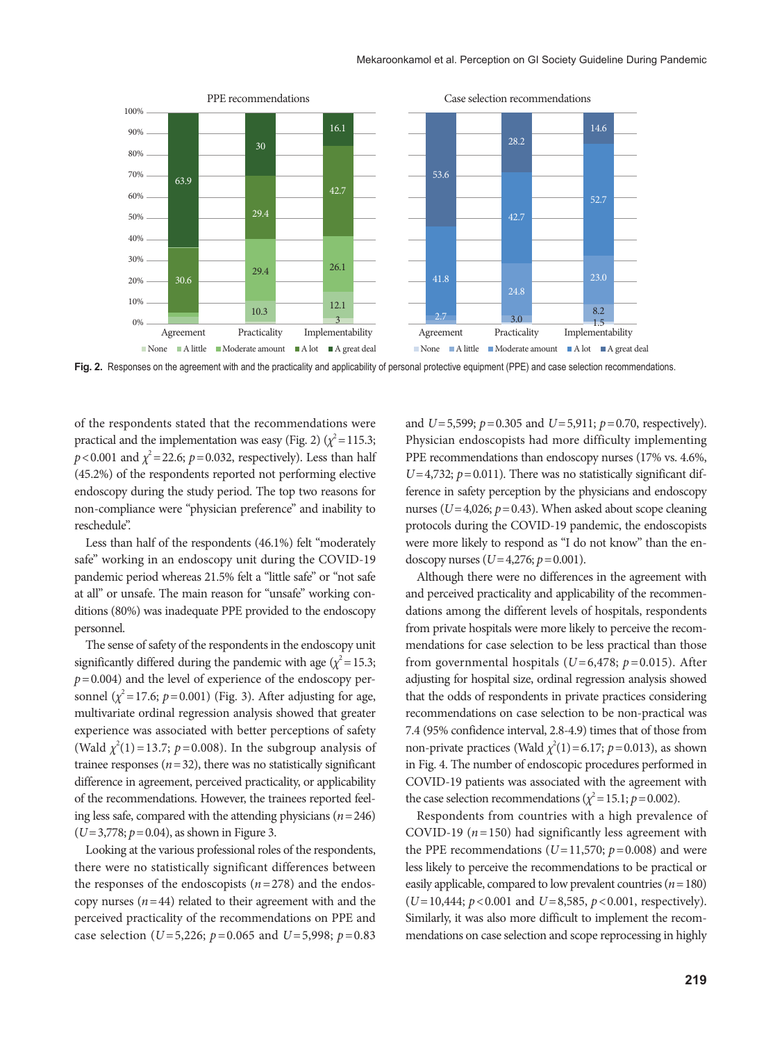Fig. 2. Responses on the agreement with and the practicality and applicability of personal protective equipment (PPE) and case selection recommendations.

of the respondents stated that the recommendations were practical and the implementation was easy (Fig. 2) ($\chi^2=115.3$; $p<0.001$ and $\chi^2=22.6$; $p=0.032$, respectively). Less than half (45.2%) of the respondents reported not performing elective endoscopy during the study period. The top two reasons for non-compliance were "physician preference" and inability to reschedule".

Less than half of the respondents (46.1%) felt "moderately safe" working in an endoscopy unit during the COVID-19 pandemic period whereas 21.5% felt a "little safe" or "not safe at all" or unsafe. The main reason for "unsafe" working conditions (80%) was inadequate PPE provided to the endoscopy personnel.

The sense of safety of the respondents in the endoscopy unit significantly differed during the pandemic with age ($\chi^2=15.3$; $p=0.004$) and the level of experience of the endoscopy personnel ($\chi^2=17.6$; $p=0.001$) (Fig. 3). After adjusting for age, multivariate ordinal regression analysis showed that greater experience was associated with better perceptions of safety (Wald $\chi^2(1)=13.7$; $p=0.008$). In the subgroup analysis of trainee responses ($n=32$), there was no statistically significant difference in agreement, perceived practicality, or applicability of the recommendations. However, the trainees reported feeling less safe, compared with the attending physicians ($n=246$) ($U=3,778$; $p=0.04$), as shown in Figure 3.

Looking at the various professional roles of the respondents, there were no statistically significant differences between the responses of the endoscopists ($n=278$) and the endoscopy nurses ($n=44$) related to their agreement with and the perceived practicality of the recommendations on PPE and case selection ($U=5,226$; $p=0.065$ and $U=5,998$; $p=0.83$ and $U=5,599$; $p=0.305$ and $U=5,911$; $p=0.70$, respectively). Physician endoscopists had more difficulty implementing PPE recommendations than endoscopy nurses (17% vs. 4.6%, $U=4,732$; $p=0.011$). There was no statistically significant difference in safety perception by the physicians and endoscopy nurses ($U=4,026$; $p=0.43$). When asked about scope cleaning protocols during the COVID-19 pandemic, the endoscopists were more likely to respond as "I do not know" than the endoscopy nurses ($U=4,276$; $p=0.001$).

Although there were no differences in the agreement with and perceived practicality and applicability of the recommendations among the different levels of hospitals, respondents from private hospitals were more likely to perceive the recommendations for case selection to be less practical than those from governmental hospitals ($U=6,478$; $p=0.015$). After adjusting for hospital size, ordinal regression analysis showed that the odds of respondents in private practices considering recommendations on case selection to be non-practical was 7.4 (95% confidence interval, 2.8-4.9) times that of those from non-private practices (Wald $\chi^2(1)=6.17$; $p=0.013$), as shown in Fig. 4. The number of endoscopic procedures performed in COVID-19 patients was associated with agreement with the case selection recommendations ($\chi^2=15.1$; $p=0.002$).

Respondents from countries with a high prevalence of COVID-19 ($n=150$) had significantly less agreement with the PPE recommendations ($U=11,570$; $p=0.008$) and were less likely to perceive the recommendations to be practical or easily applicable, compared to low prevalent countries ($n=180$) ($U=10,444$; $p<0.001$ and $U=8,585$, $p<0.001$, respectively). Similarly, it was also more difficult to implement the recommendations on case selection and scope reprocessing in highly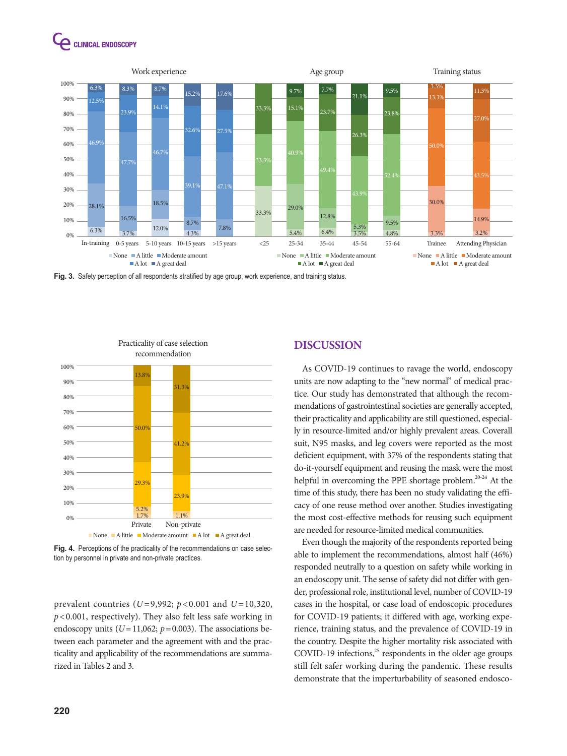Fig. 3. Safety perception of all respondents stratified by age group, work experience, and training status.

Fig. 4. Perceptions of the practicality of the recommendations on case selection by personnel in private and non-private practices.

prevalent countries ($U$=9,992; $p$<0.001 and $U$=10,320, $p$<0.001, respectively). They also felt less safe working in endoscopy units ($U$=11,062; $p$=0.003). The associations between each parameter and the agreement with and the practicality and applicability of the recommendations are summarized in Tables 2 and 3.

## DISCUSSION

As COVID-19 continues to ravage the world, endoscopy units are now adapting to the "new normal" of medical practice. Our study has demonstrated that although the recommendations of gastrointestinal societies are generally accepted, their practicality and applicability are still questioned, especially in resource-limited and/or highly prevalent areas. Coverall suit, N95 masks, and leg covers were reported as the most deficient equipment, with 37% of the respondents stating that do-it-yourself equipment and reusing the mask were the most helpful in overcoming the PPE shortage problem.[20-24] At the time of this study, there has been no study validating the efficacy of one reuse method over another. Studies investigating the most cost-effective methods for reusing such equipment are needed for resource-limited medical communities.

Even though the majority of the respondents reported being able to implement the recommendations, almost half (46%) responded neutrally to a question on safety while working in an endoscopy unit. The sense of safety did not differ with gender, professional role, institutional level, number of COVID-19 cases in the hospital, or case load of endoscopic procedures for COVID-19 patients; it differed with age, working experience, training status, and the prevalence of COVID-19 in the country. Despite the higher mortality risk associated with COVID-19 infections,[25] respondents in the older age groups still felt safer working during the pandemic. These results demonstrate that the imperturbability of seasoned endosco-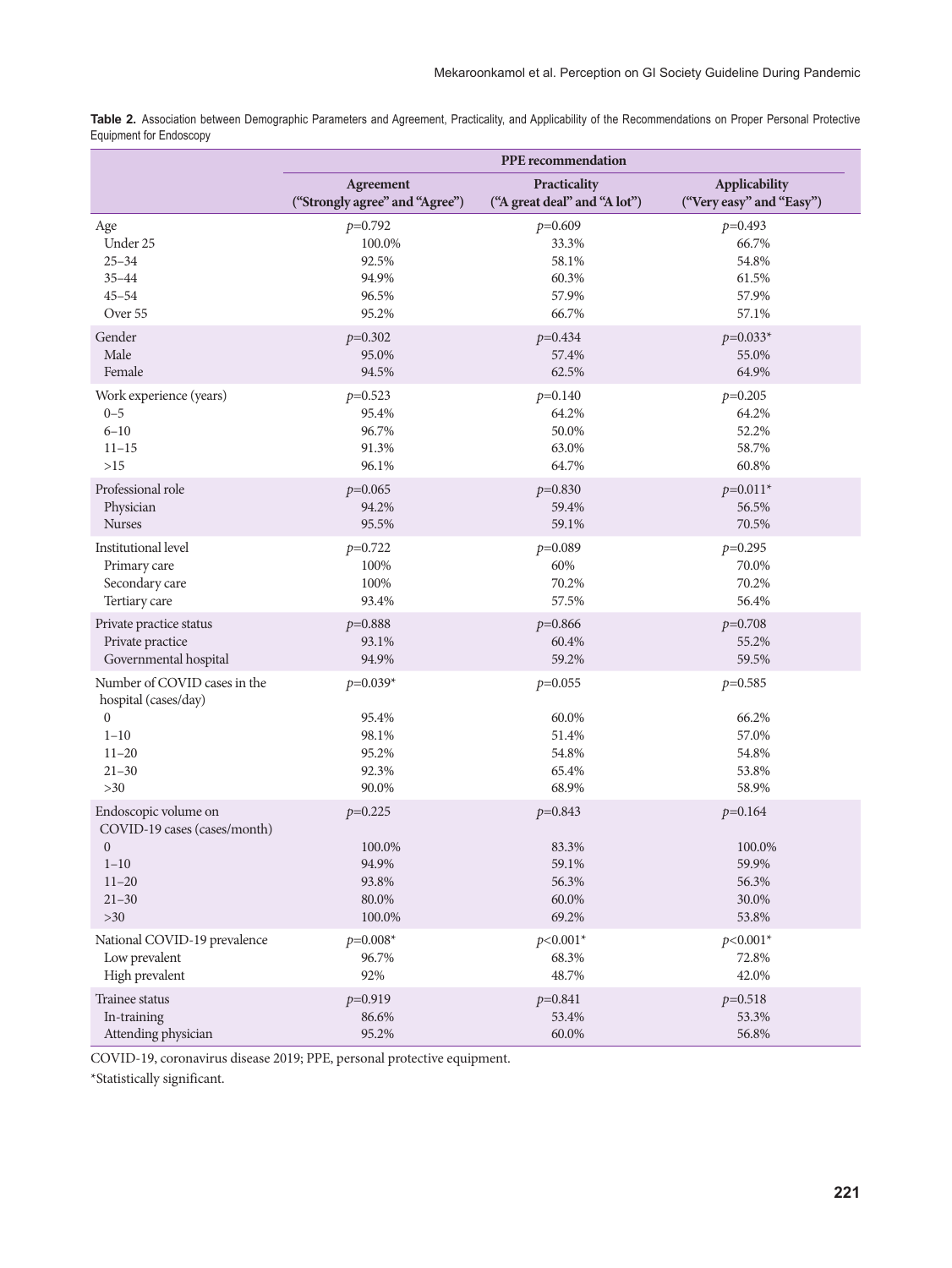**Table 2.** Association between Demographic Parameters and Agreement, Practicality, and Applicability of the Recommendations on Proper Personal Protective Equipment for Endoscopy

| | PPE recommendation | | |
|---|---|---|---|
| | Agreement ("Strongly agree" and "Agree") | Practicality ("A great deal" and "A lot") | Applicability ("Very easy" and "Easy") |
| Age | $p$=0.792 | $p$=0.609 | $p$=0.493 |
| Under 25 | 100.0% | 33.3% | 66.7% |
| 25–34 | 92.5% | 58.1% | 54.8% |
| 35–44 | 94.9% | 60.3% | 61.5% |
| 45–54 | 96.5% | 57.9% | 57.9% |
| Over 55 | 95.2% | 66.7% | 57.1% |
| Gender | $p$=0.302 | $p$=0.434 | $p$=0.033* |
| Male | 95.0% | 57.4% | 55.0% |
| Female | 94.5% | 62.5% | 64.9% |
| Work experience (years) | $p$=0.523 | $p$=0.140 | $p$=0.205 |
| 0–5 | 95.4% | 64.2% | 64.2% |
| 6–10 | 96.7% | 50.0% | 52.2% |
| 11–15 | 91.3% | 63.0% | 58.7% |
| >15 | 96.1% | 64.7% | 60.8% |
| Professional role | $p$=0.065 | $p$=0.830 | $p$=0.011* |
| Physician | 94.2% | 59.4% | 56.5% |
| Nurses | 95.5% | 59.1% | 70.5% |
| Institutional level | $p$=0.722 | $p$=0.089 | $p$=0.295 |
| Primary care | 100% | 60% | 70.0% |
| Secondary care | 100% | 70.2% | 70.2% |
| Tertiary care | 93.4% | 57.5% | 56.4% |
| Private practice status | $p$=0.888 | $p$=0.866 | $p$=0.708 |
| Private practice | 93.1% | 60.4% | 55.2% |
| Governmental hospital | 94.9% | 59.2% | 59.5% |
| Number of COVID cases in the hospital (cases/day) | $p$=0.039* | $p$=0.055 | $p$=0.585 |
| 0 | 95.4% | 60.0% | 66.2% |
| 1–10 | 98.1% | 51.4% | 57.0% |
| 11–20 | 95.2% | 54.8% | 54.8% |
| 21–30 | 92.3% | 65.4% | 53.8% |
| >30 | 90.0% | 68.9% | 58.9% |
| Endoscopic volume on COVID-19 cases (cases/month) | $p$=0.225 | $p$=0.843 | $p$=0.164 |
| 0 | 100.0% | 83.3% | 100.0% |
| 1–10 | 94.9% | 59.1% | 59.9% |
| 11–20 | 93.8% | 56.3% | 56.3% |
| 21–30 | 80.0% | 60.0% | 30.0% |
| >30 | 100.0% | 69.2% | 53.8% |
| National COVID-19 prevalence | $p$=0.008* | $p$<0.001* | $p$<0.001* |
| Low prevalent | 96.7% | 68.3% | 72.8% |
| High prevalent | 92% | 48.7% | 42.0% |
| Trainee status | $p$=0.919 | $p$=0.841 | $p$=0.518 |
| In-training | 86.6% | 53.4% | 53.3% |
| Attending physician | 95.2% | 60.0% | 56.8% |

COVID-19, coronavirus disease 2019; PPE, personal protective equipment.

*Statistically significant.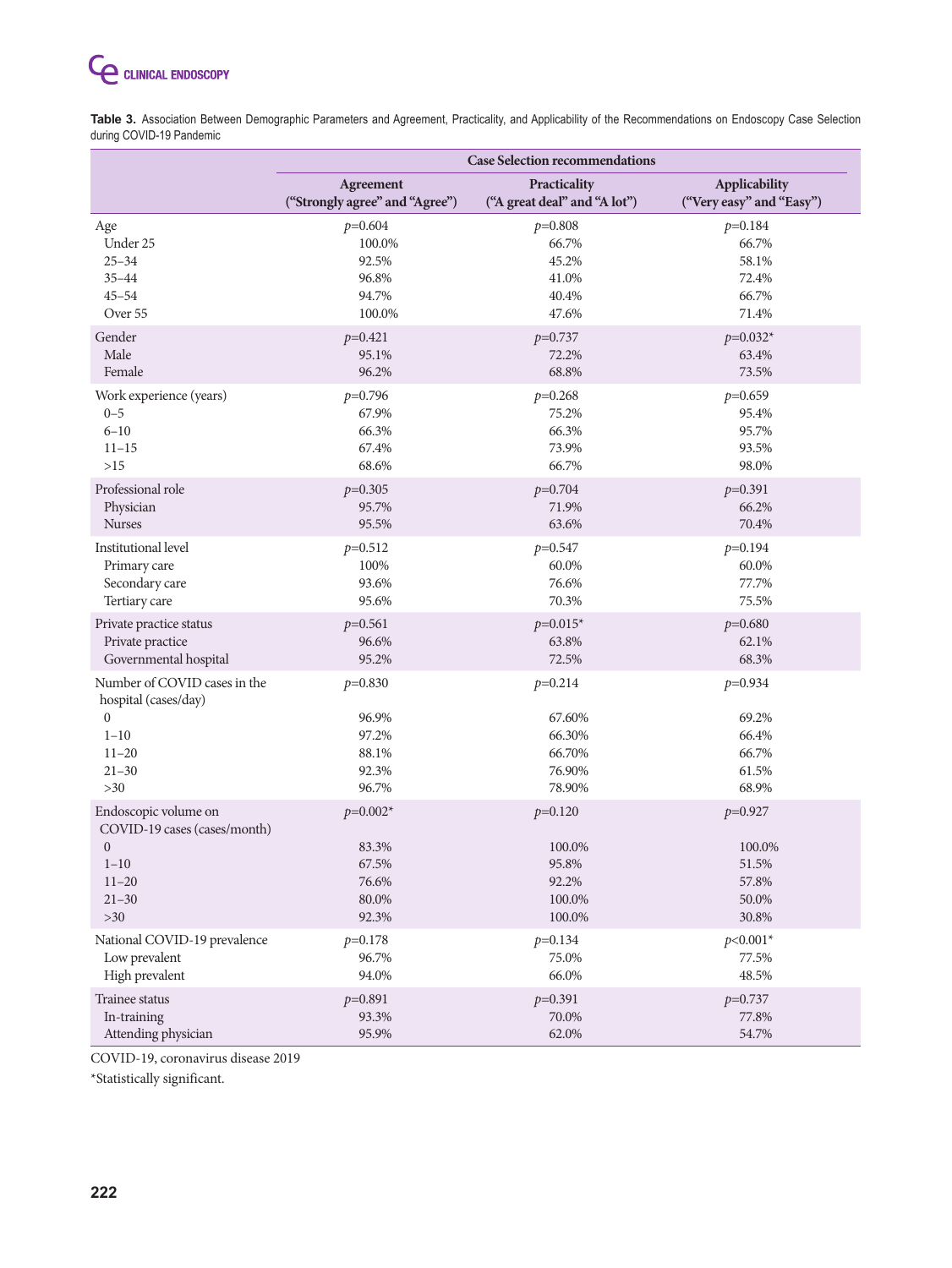**Table 3.** Association Between Demographic Parameters and Agreement, Practicality, and Applicability of the Recommendations on Endoscopy Case Selection during COVID-19 Pandemic

| | Case Selection recommendations | | |
|---|---|---|---|
| | Agreement ("Strongly agree" and "Agree") | Practicality ("A great deal" and "A lot") | Applicability ("Very easy" and "Easy") |
| Age | $p$=0.604 | $p$=0.808 | $p$=0.184 |
| Under 25 | 100.0% | 66.7% | 66.7% |
| 25–34 | 92.5% | 45.2% | 58.1% |
| 35–44 | 96.8% | 41.0% | 72.4% |
| 45–54 | 94.7% | 40.4% | 66.7% |
| Over 55 | 100.0% | 47.6% | 71.4% |
| Gender | $p$=0.421 | $p$=0.737 | $p$=0.032* |
| Male | 95.1% | 72.2% | 63.4% |
| Female | 96.2% | 68.8% | 73.5% |
| Work experience (years) | $p$=0.796 | $p$=0.268 | $p$=0.659 |
| 0–5 | 67.9% | 75.2% | 95.4% |
| 6–10 | 66.3% | 66.3% | 95.7% |
| 11–15 | 67.4% | 73.9% | 93.5% |
| >15 | 68.6% | 66.7% | 98.0% |
| Professional role | $p$=0.305 | $p$=0.704 | $p$=0.391 |
| Physician | 95.7% | 71.9% | 66.2% |
| Nurses | 95.5% | 63.6% | 70.4% |
| Institutional level | $p$=0.512 | $p$=0.547 | $p$=0.194 |
| Primary care | 100% | 60.0% | 60.0% |
| Secondary care | 93.6% | 76.6% | 77.7% |
| Tertiary care | 95.6% | 70.3% | 75.5% |
| Private practice status | $p$=0.561 | $p$=0.015* | $p$=0.680 |
| Private practice | 96.6% | 63.8% | 62.1% |
| Governmental hospital | 95.2% | 72.5% | 68.3% |
| Number of COVID cases in the hospital (cases/day) | $p$=0.830 | $p$=0.214 | $p$=0.934 |
| 0 | 96.9% | 67.60% | 69.2% |
| 1–10 | 97.2% | 66.30% | 66.4% |
| 11–20 | 88.1% | 66.70% | 66.7% |
| 21–30 | 92.3% | 76.90% | 61.5% |
| >30 | 96.7% | 78.90% | 68.9% |
| Endoscopic volume on COVID-19 cases (cases/month) | $p$=0.002* | $p$=0.120 | $p$=0.927 |
| 0 | 83.3% | 100.0% | 100.0% |
| 1–10 | 67.5% | 95.8% | 51.5% |
| 11–20 | 76.6% | 92.2% | 57.8% |
| 21–30 | 80.0% | 100.0% | 50.0% |
| >30 | 92.3% | 100.0% | 30.8% |
| National COVID-19 prevalence | $p$=0.178 | $p$=0.134 | $p$<0.001* |
| Low prevalent | 96.7% | 75.0% | 77.5% |
| High prevalent | 94.0% | 66.0% | 48.5% |
| Trainee status | $p$=0.891 | $p$=0.391 | $p$=0.737 |
| In-training | 93.3% | 70.0% | 77.8% |
| Attending physician | 95.9% | 62.0% | 54.7% |

COVID-19, coronavirus disease 2019

*Statistically significant.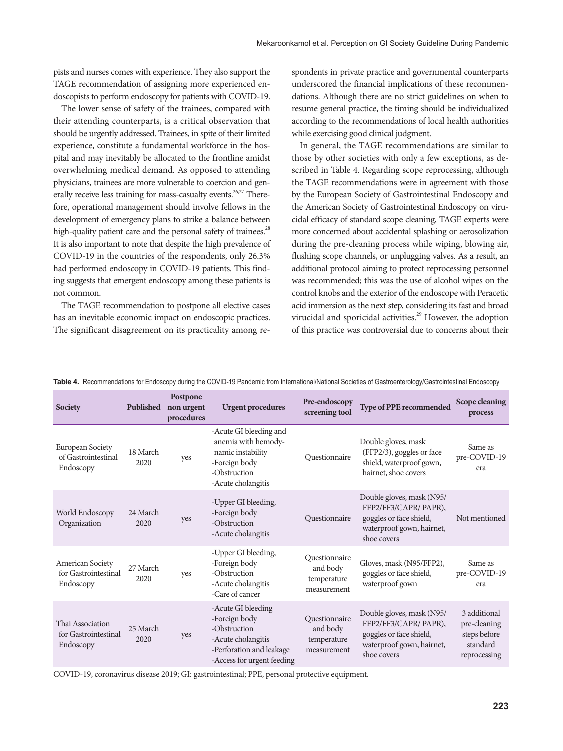pists and nurses comes with experience. They also support the TAGE recommendation of assigning more experienced endoscopists to perform endoscopy for patients with COVID-19.

The lower sense of safety of the trainees, compared with their attending counterparts, is a critical observation that should be urgently addressed. Trainees, in spite of their limited experience, constitute a fundamental workforce in the hospital and may inevitably be allocated to the frontline amidst overwhelming medical demand. As opposed to attending physicians, trainees are more vulnerable to coercion and generally receive less training for mass-casualty events.[26,27] Therefore, operational management should involve fellows in the development of emergency plans to strike a balance between high-quality patient care and the personal safety of trainees.[28] It is also important to note that despite the high prevalence of COVID-19 in the countries of the respondents, only 26.3% had performed endoscopy in COVID-19 patients. This finding suggests that emergent endoscopy among these patients is not common.

The TAGE recommendation to postpone all elective cases has an inevitable economic impact on endoscopic practices. The significant disagreement on its practicality among respondents in private practice and governmental counterparts underscored the financial implications of these recommendations. Although there are no strict guidelines on when to resume general practice, the timing should be individualized according to the recommendations of local health authorities while exercising good clinical judgment.

In general, the TAGE recommendations are similar to those by other societies with only a few exceptions, as described in Table 4. Regarding scope reprocessing, although the TAGE recommendations were in agreement with those by the European Society of Gastrointestinal Endoscopy and the American Society of Gastrointestinal Endoscopy on virucidal efficacy of standard scope cleaning, TAGE experts were more concerned about accidental splashing or aerosolization during the pre-cleaning process while wiping, blowing air, flushing scope channels, or unplugging valves. As a result, an additional protocol aiming to protect reprocessing personnel was recommended; this was the use of alcohol wipes on the control knobs and the exterior of the endoscope with Peracetic acid immersion as the next step, considering its fast and broad virucidal and sporicidal activities.[29] However, the adoption of this practice was controversial due to concerns about their

**Table 4.** Recommendations for Endoscopy during the COVID-19 Pandemic from International/National Societies of Gastroenterology/Gastrointestinal Endoscopy

| Society | Published | Postpone non urgent procedures | Urgent procedures | Pre-endoscopy screening tool | Type of PPE recommended | Scope cleaning process |
|---|---|---|---|---|---|---|
| European Society of Gastrointestinal Endoscopy | 18 March 2020 | yes | -Acute GI bleeding and anemia with hemodynamic instability<br>-Foreign body<br>-Obstruction<br>-Acute cholangitis | Questionnaire | Double gloves, mask (FFP2/3), goggles or face shield, waterproof gown, hairnet, shoe covers | Same as pre-COVID-19 era |
| World Endoscopy Organization | 24 March 2020 | yes | -Upper GI bleeding,<br>-Foreign body<br>-Obstruction<br>-Acute cholangitis | Questionnaire | Double gloves, mask (N95/ FFP2/FF3/CAPR/ PAPR), goggles or face shield, waterproof gown, hairnet, shoe covers | Not mentioned |
| American Society for Gastrointestinal Endoscopy | 27 March 2020 | yes | -Upper GI bleeding,<br>-Foreign body<br>-Obstruction<br>-Acute cholangitis<br>-Care of cancer | Questionnaire and body temperature measurement | Gloves, mask (N95/FFP2), goggles or face shield, waterproof gown | Same as pre-COVID-19 era |
| Thai Association for Gastrointestinal Endoscopy | 25 March 2020 | yes | -Acute GI bleeding<br>-Foreign body<br>-Obstruction<br>-Acute cholangitis<br>-Perforation and leakage<br>-Access for urgent feeding | Questionnaire and body temperature measurement | Double gloves, mask (N95/ FFP2/FF3/CAPR/ PAPR), goggles or face shield, waterproof gown, hairnet, shoe covers | 3 additional pre-cleaning steps before standard reprocessing |

COVID-19, coronavirus disease 2019; GI: gastrointestinal; PPE, personal protective equipment.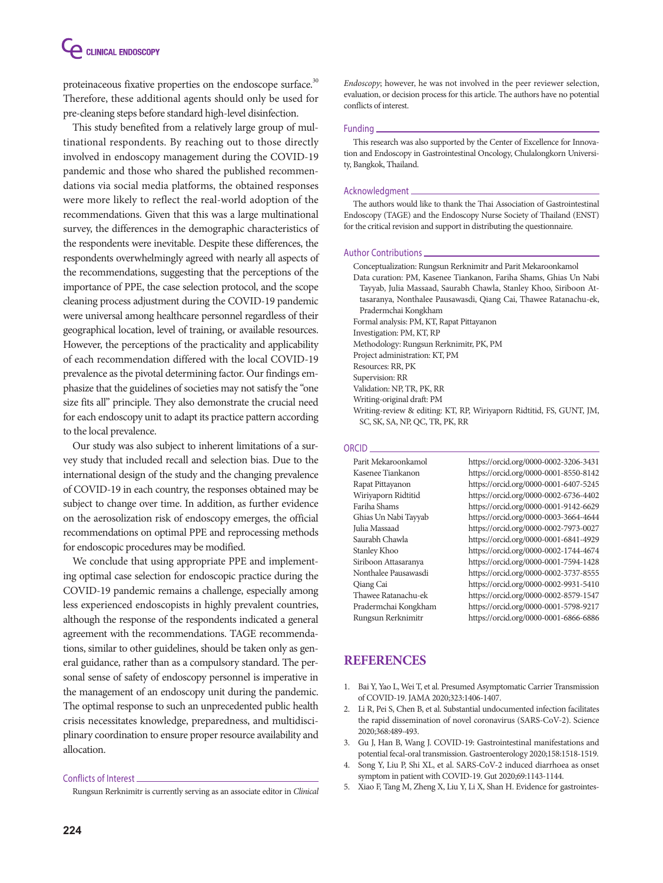proteinaceous fixative properties on the endoscope surface.[30] Therefore, these additional agents should only be used for pre-cleaning steps before standard high-level disinfection.

This study benefited from a relatively large group of multinational respondents. By reaching out to those directly involved in endoscopy management during the COVID-19 pandemic and those who shared the published recommendations via social media platforms, the obtained responses were more likely to reflect the real-world adoption of the recommendations. Given that this was a large multinational survey, the differences in the demographic characteristics of the respondents were inevitable. Despite these differences, the respondents overwhelmingly agreed with nearly all aspects of the recommendations, suggesting that the perceptions of the importance of PPE, the case selection protocol, and the scope cleaning process adjustment during the COVID-19 pandemic were universal among healthcare personnel regardless of their geographical location, level of training, or available resources. However, the perceptions of the practicality and applicability of each recommendation differed with the local COVID-19 prevalence as the pivotal determining factor. Our findings emphasize that the guidelines of societies may not satisfy the "one size fits all" principle. They also demonstrate the crucial need for each endoscopy unit to adapt its practice pattern according to the local prevalence.

Our study was also subject to inherent limitations of a survey study that included recall and selection bias. Due to the international design of the study and the changing prevalence of COVID-19 in each country, the responses obtained may be subject to change over time. In addition, as further evidence on the aerosolization risk of endoscopy emerges, the official recommendations on optimal PPE and reprocessing methods for endoscopic procedures may be modified.

We conclude that using appropriate PPE and implementing optimal case selection for endoscopic practice during the COVID-19 pandemic remains a challenge, especially among less experienced endoscopists in highly prevalent countries, although the response of the respondents indicated a general agreement with the recommendations. TAGE recommendations, similar to other guidelines, should be taken only as general guidance, rather than as a compulsory standard. The personal sense of safety of endoscopy personnel is imperative in the management of an endoscopy unit during the pandemic. The optimal response to such an unprecedented public health crisis necessitates knowledge, preparedness, and multidisciplinary coordination to ensure proper resource availability and allocation.

#### Conflicts of Interest

Rungsun Rerknimitr is currently serving as an associate editor in *Clinical Endoscopy*; however, he was not involved in the peer reviewer selection, evaluation, or decision process for this article. The authors have no potential conflicts of interest.

#### Funding

This research was also supported by the Center of Excellence for Innovation and Endoscopy in Gastrointestinal Oncology, Chulalongkorn University, Bangkok, Thailand.

#### Acknowledgment

The authors would like to thank the Thai Association of Gastrointestinal Endoscopy (TAGE) and the Endoscopy Nurse Society of Thailand (ENST) for the critical revision and support in distributing the questionnaire.

#### Author Contributions

Conceptualization: Rungsun Rerknimitr and Parit Mekaroonkamol
Data curation: PM, Kasenee Tiankanon, Fariha Shams, Ghias Un Nabi Tayyab, Julia Massaad, Saurabh Chawla, Stanley Khoo, Siriboon Attasaranya, Nonthalee Pausawasdi, Qiang Cai, Thawee Ratanachu-ek, Pradermchai Kongkham
Formal analysis: PM, KT, Rapat Pittayanon
Investigation: PM, KT, RP
Methodology: Rungsun Rerknimitr, PK, PM
Project administration: KT, PM
Resources: RR, PK
Supervision: RR
Validation: NP, TR, PK, RR
Writing-original draft: PM
Writing-review & editing: KT, RP, Wiriyaporn Ridtitid, FS, GUNT, JM, SC, SK, SA, NP, QC, TR, PK, RR

#### ORCID

| | |
|---|---|
| Parit Mekaroonkamol | https://orcid.org/0000-0002-3206-3431 |
| Kasenee Tiankanon | https://orcid.org/0000-0001-8550-8142 |
| Rapat Pittayanon | https://orcid.org/0000-0001-6407-5245 |
| Wiriyaporn Ridtitid | https://orcid.org/0000-0002-6736-4402 |
| Fariha Shams | https://orcid.org/0000-0001-9142-6629 |
| Ghias Un Nabi Tayyab | https://orcid.org/0000-0003-3664-4644 |
| Julia Massaad | https://orcid.org/0000-0002-7973-0027 |
| Saurabh Chawla | https://orcid.org/0000-0001-6841-4929 |
| Stanley Khoo | https://orcid.org/0000-0002-1744-4674 |
| Siriboon Attasaranya | https://orcid.org/0000-0001-7594-1428 |
| Nonthalee Pausawasdi | https://orcid.org/0000-0002-3737-8555 |
| Qiang Cai | https://orcid.org/0000-0002-9931-5410 |
| Thawee Ratanachu-ek | https://orcid.org/0000-0002-8579-1547 |
| Pradermchai Kongkham | https://orcid.org/0000-0001-5798-9217 |
| Rungsun Rerknimitr | https://orcid.org/0000-0001-6866-6886 |

## REFERENCES

1. Bai Y, Yao L, Wei T, et al. Presumed Asymptomatic Carrier Transmission of COVID-19. JAMA 2020;323:1406-1407.
2. Li R, Pei S, Chen B, et al. Substantial undocumented infection facilitates the rapid dissemination of novel coronavirus (SARS-CoV-2). Science 2020;368:489-493.
3. Gu J, Han B, Wang J. COVID-19: Gastrointestinal manifestations and potential fecal-oral transmission. Gastroenterology 2020;158:1518-1519.
4. Song Y, Liu P, Shi XL, et al. SARS-CoV-2 induced diarrhoea as onset symptom in patient with COVID-19. Gut 2020;69:1143-1144.
5. Xiao F, Tang M, Zheng X, Liu Y, Li X, Shan H. Evidence for gastrointes-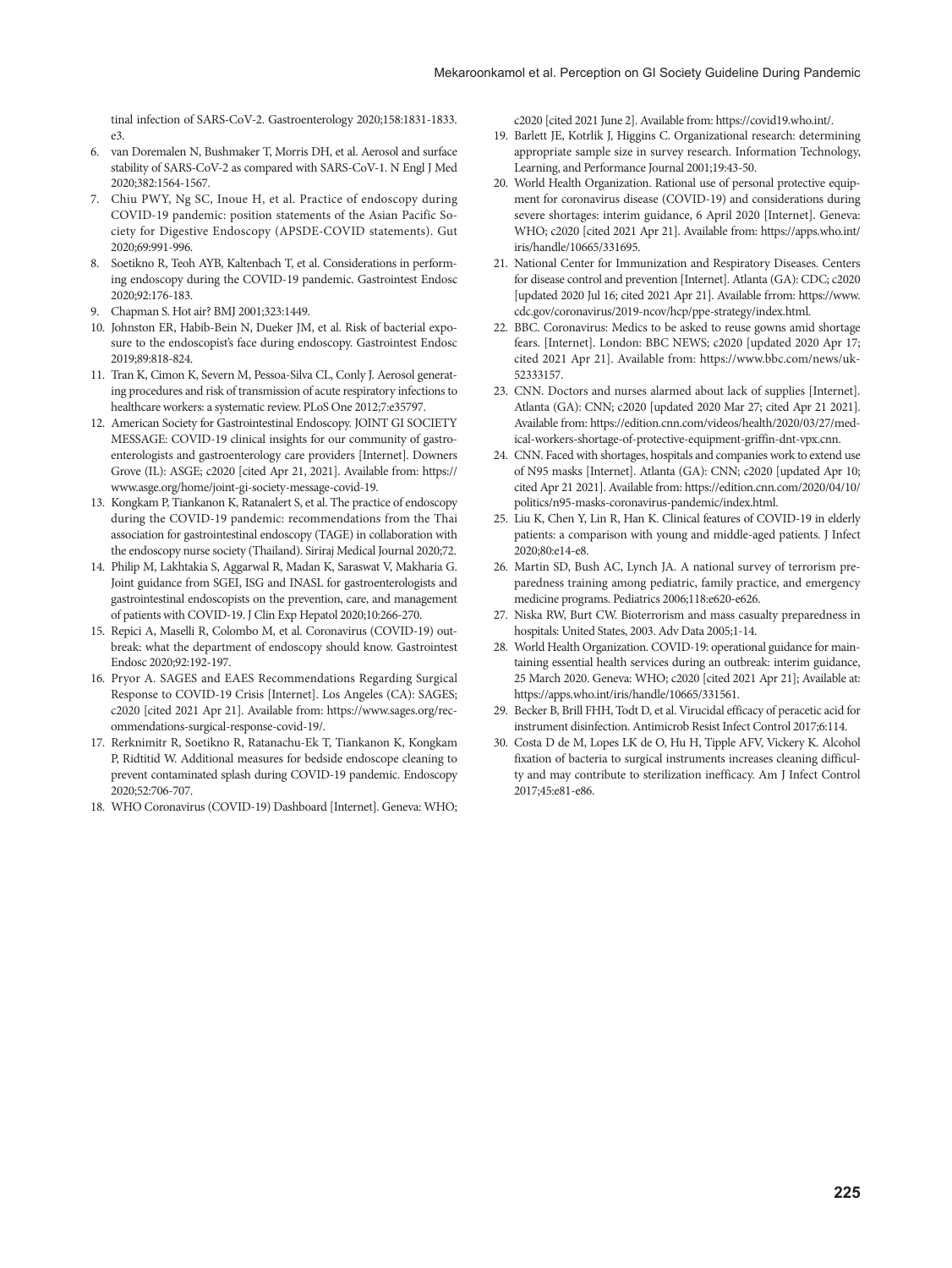tinal infection of SARS-CoV-2. Gastroenterology 2020;158:1831-1833. e3.

6. van Doremalen N, Bushmaker T, Morris DH, et al. Aerosol and surface stability of SARS-CoV-2 as compared with SARS-CoV-1. N Engl J Med 2020;382:1564-1567.
7. Chiu PWY, Ng SC, Inoue H, et al. Practice of endoscopy during COVID-19 pandemic: position statements of the Asian Pacific Society for Digestive Endoscopy (APSDE-COVID statements). Gut 2020;69:991-996.
8. Soetikno R, Teoh AYB, Kaltenbach T, et al. Considerations in performing endoscopy during the COVID-19 pandemic. Gastrointest Endosc 2020;92:176-183.
9. Chapman S. Hot air? BMJ 2001;323:1449.
10. Johnston ER, Habib-Bein N, Dueker JM, et al. Risk of bacterial exposure to the endoscopist's face during endoscopy. Gastrointest Endosc 2019;89:818-824.
11. Tran K, Cimon K, Severn M, Pessoa-Silva CL, Conly J. Aerosol generating procedures and risk of transmission of acute respiratory infections to healthcare workers: a systematic review. PLoS One 2012;7:e35797.
12. American Society for Gastrointestinal Endoscopy. JOINT GI SOCIETY MESSAGE: COVID-19 clinical insights for our community of gastroenterologists and gastroenterology care providers [Internet]. Downers Grove (IL): ASGE; c2020 [cited Apr 21, 2021]. Available from: https://www.asge.org/home/joint-gi-society-message-covid-19.
13. Kongkam P, Tiankanon K, Ratanalert S, et al. The practice of endoscopy during the COVID-19 pandemic: recommendations from the Thai association for gastrointestinal endoscopy (TAGE) in collaboration with the endoscopy nurse society (Thailand). Siriraj Medical Journal 2020;72.
14. Philip M, Lakhtakia S, Aggarwal R, Madan K, Saraswat V, Makharia G. Joint guidance from SGEI, ISG and INASL for gastroenterologists and gastrointestinal endoscopists on the prevention, care, and management of patients with COVID-19. J Clin Exp Hepatol 2020;10:266-270.
15. Repici A, Maselli R, Colombo M, et al. Coronavirus (COVID-19) outbreak: what the department of endoscopy should know. Gastrointest Endosc 2020;92:192-197.
16. Pryor A. SAGES and EAES Recommendations Regarding Surgical Response to COVID-19 Crisis [Internet]. Los Angeles (CA): SAGES; c2020 [cited 2021 Apr 21]. Available from: https://www.sages.org/recommendations-surgical-response-covid-19/.
17. Rerknimitr R, Soetikno R, Ratanachu-Ek T, Tiankanon K, Kongkam P, Ridtitid W. Additional measures for bedside endoscope cleaning to prevent contaminated splash during COVID-19 pandemic. Endoscopy 2020;52:706-707.
18. WHO Coronavirus (COVID-19) Dashboard [Internet]. Geneva: WHO; c2020 [cited 2021 June 2]. Available from: https://covid19.who.int/.
19. Barlett JE, Kotrlik J, Higgins C. Organizational research: determining appropriate sample size in survey research. Information Technology, Learning, and Performance Journal 2001;19:43-50.
20. World Health Organization. Rational use of personal protective equipment for coronavirus disease (COVID-19) and considerations during severe shortages: interim guidance, 6 April 2020 [Internet]. Geneva: WHO; c2020 [cited 2021 Apr 21]. Available from: https://apps.who.int/iris/handle/10665/331695.
21. National Center for Immunization and Respiratory Diseases. Centers for disease control and prevention [Internet]. Atlanta (GA): CDC; c2020 [updated 2020 Jul 16; cited 2021 Apr 21]. Available frrom: https://www.cdc.gov/coronavirus/2019-ncov/hcp/ppe-strategy/index.html.
22. BBC. Coronavirus: Medics to be asked to reuse gowns amid shortage fears. [Internet]. London: BBC NEWS; c2020 [updated 2020 Apr 17; cited 2021 Apr 21]. Available from: https://www.bbc.com/news/uk-52333157.
23. CNN. Doctors and nurses alarmed about lack of supplies [Internet]. Atlanta (GA): CNN; c2020 [updated 2020 Mar 27; cited Apr 21 2021]. Available from: https://edition.cnn.com/videos/health/2020/03/27/medical-workers-shortage-of-protective-equipment-griffin-dnt-vpx.cnn.
24. CNN. Faced with shortages, hospitals and companies work to extend use of N95 masks [Internet]. Atlanta (GA): CNN; c2020 [updated Apr 10; cited Apr 21 2021]. Available from: https://edition.cnn.com/2020/04/10/politics/n95-masks-coronavirus-pandemic/index.html.
25. Liu K, Chen Y, Lin R, Han K. Clinical features of COVID-19 in elderly patients: a comparison with young and middle-aged patients. J Infect 2020;80:e14-e8.
26. Martin SD, Bush AC, Lynch JA. A national survey of terrorism preparedness training among pediatric, family practice, and emergency medicine programs. Pediatrics 2006;118:e620-e626.
27. Niska RW, Burt CW. Bioterrorism and mass casualty preparedness in hospitals: United States, 2003. Adv Data 2005;1-14.
28. World Health Organization. COVID-19: operational guidance for maintaining essential health services during an outbreak: interim guidance, 25 March 2020. Geneva: WHO; c2020 [cited 2021 Apr 21]; Available at: https://apps.who.int/iris/handle/10665/331561.
29. Becker B, Brill FHH, Todt D, et al. Virucidal efficacy of peracetic acid for instrument disinfection. Antimicrob Resist Infect Control 2017;6:114.
30. Costa D de M, Lopes LK de O, Hu H, Tipple AFV, Vickery K. Alcohol fixation of bacteria to surgical instruments increases cleaning difficulty and may contribute to sterilization inefficacy. Am J Infect Control 2017;45:e81-e86.